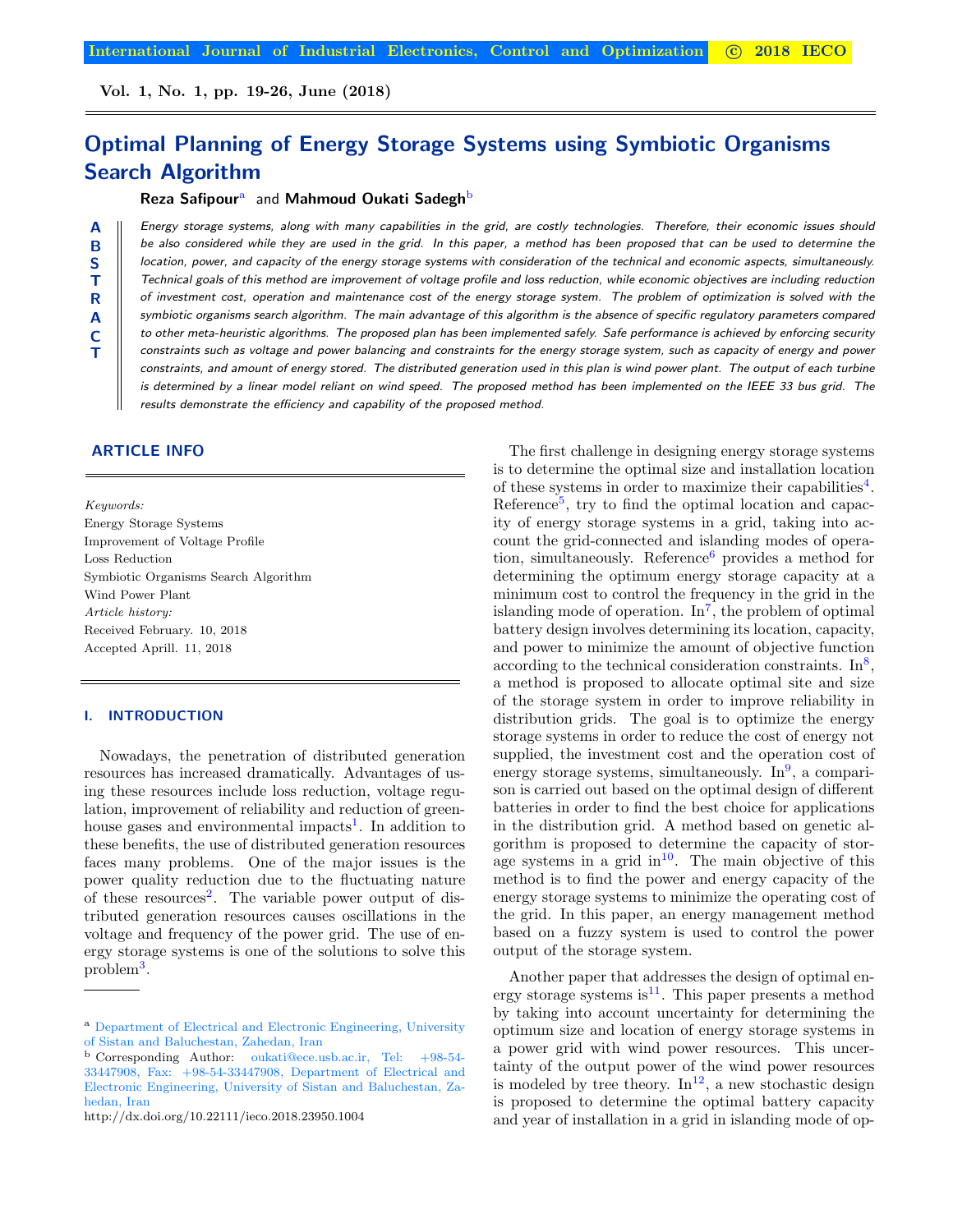# Optimal Planning of Energy Storage Systems using Symbiotic Organisms Search Algorithm

**Reza Safipour**[a] and **Mahmoud Oukati Sadegh**[b]

**ABSTRACT**

*Energy storage systems, along with many capabilities in the grid, are costly technologies. Therefore, their economic issues should be also considered while they are used in the grid. In this paper, a method has been proposed that can be used to determine the location, power, and capacity of the energy storage systems with consideration of the technical and economic aspects, simultaneously. Technical goals of this method are improvement of voltage profile and loss reduction, while economic objectives are including reduction of investment cost, operation and maintenance cost of the energy storage system. The problem of optimization is solved with the symbiotic organisms search algorithm. The main advantage of this algorithm is the absence of specific regulatory parameters compared to other meta-heuristic algorithms. The proposed plan has been implemented safely. Safe performance is achieved by enforcing security constraints such as voltage and power balancing and constraints for the energy storage system, such as capacity of energy and power constraints, and amount of energy stored. The distributed generation used in this plan is wind power plant. The output of each turbine is determined by a linear model reliant on wind speed. The proposed method has been implemented on the IEEE 33 bus grid. The results demonstrate the efficiency and capability of the proposed method.*

## ARTICLE INFO

*Keywords:*
Energy Storage Systems
Improvement of Voltage Profile
Loss Reduction
Symbiotic Organisms Search Algorithm
Wind Power Plant

*Article history:*
Received February. 10, 2018
Accepted Aprill. 11, 2018

## I. INTRODUCTION

Nowadays, the penetration of distributed generation resources has increased dramatically. Advantages of using these resources include loss reduction, voltage regulation, improvement of reliability and reduction of greenhouse gases and environmental impacts[1]. In addition to these benefits, the use of distributed generation resources faces many problems. One of the major issues is the power quality reduction due to the fluctuating nature of these resources[2]. The variable power output of distributed generation resources causes oscillations in the voltage and frequency of the power grid. The use of energy storage systems is one of the solutions to solve this problem[3].

The first challenge in designing energy storage systems is to determine the optimal size and installation location of these systems in order to maximize their capabilities[4]. Reference[5], try to find the optimal location and capacity of energy storage systems in a grid, taking into account the grid-connected and islanding modes of operation, simultaneously. Reference[6] provides a method for determining the optimum energy storage capacity at a minimum cost to control the frequency in the grid in the islanding mode of operation. In[7], the problem of optimal battery design involves determining its location, capacity, and power to minimize the amount of objective function according to the technical consideration constraints. In[8], a method is proposed to allocate optimal site and size of the storage system in order to improve reliability in distribution grids. The goal is to optimize the energy storage systems in order to reduce the cost of energy not supplied, the investment cost and the operation cost of energy storage systems, simultaneously. In[9], a comparison is carried out based on the optimal design of different batteries in order to find the best choice for applications in the distribution grid. A method based on genetic algorithm is proposed to determine the capacity of storage systems in a grid in[10]. The main objective of this method is to find the power and energy capacity of the energy storage systems to minimize the operating cost of the grid. In this paper, an energy management method based on a fuzzy system is used to control the power output of the storage system.

Another paper that addresses the design of optimal energy storage systems is[11]. This paper presents a method by taking into account uncertainty for determining the optimum size and location of energy storage systems in a power grid with wind power resources. This uncertainty of the output power of the wind power resources is modeled by tree theory. In[12], a new stochastic design is proposed to determine the optimal battery capacity and year of installation in a grid in islanding mode of op-

---

[a] Department of Electrical and Electronic Engineering, University of Sistan and Baluchestan, Zahedan, Iran

[b] Corresponding Author: oukati@ece.usb.ac.ir, Tel: +98-54-33447908, Fax: +98-54-33447908, Department of Electrical and Electronic Engineering, University of Sistan and Baluchestan, Zahedan, Iran

http://dx.doi.org/10.22111/ieco.2018.23950.1004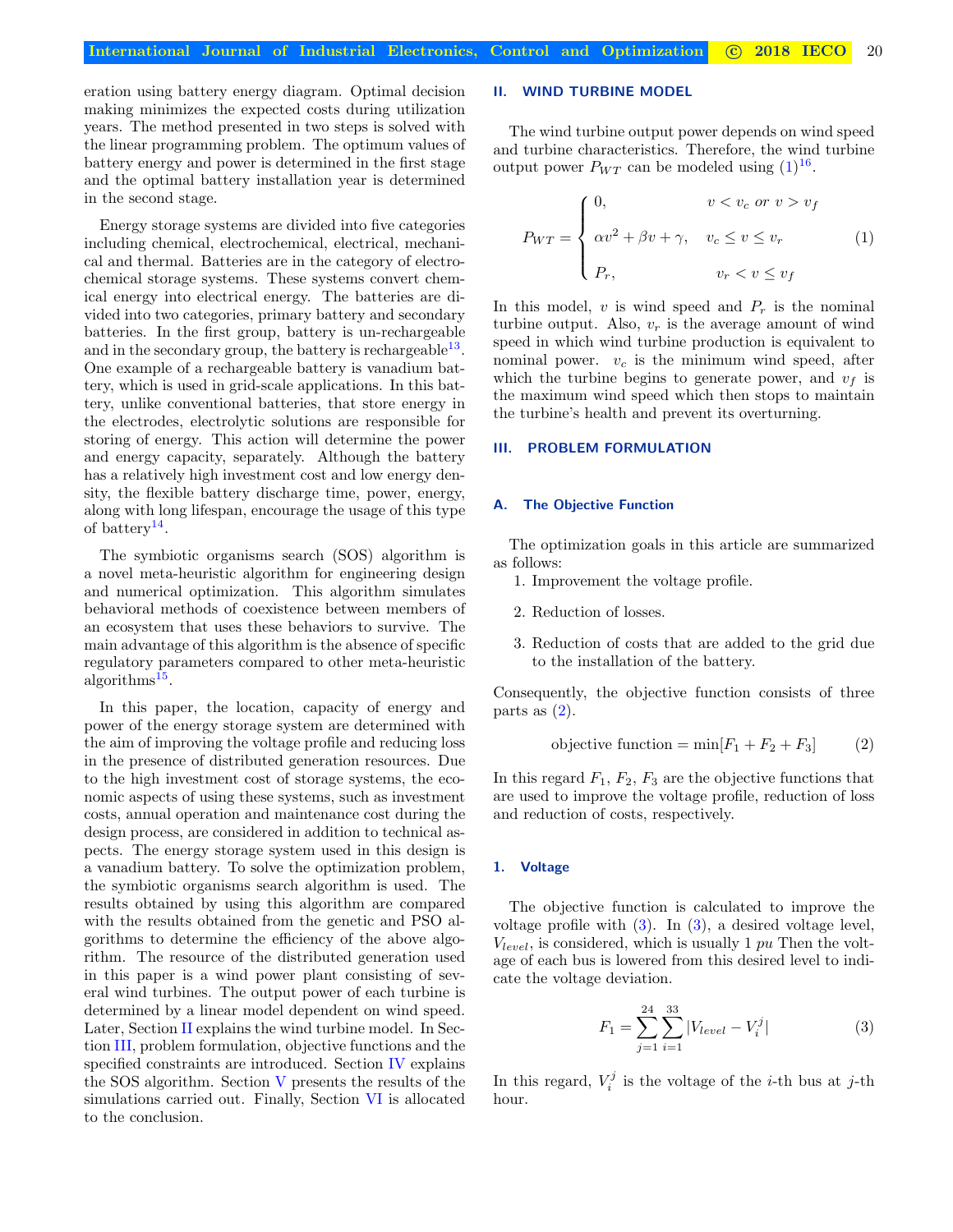eration using battery energy diagram. Optimal decision making minimizes the expected costs during utilization years. The method presented in two steps is solved with the linear programming problem. The optimum values of battery energy and power is determined in the first stage and the optimal battery installation year is determined in the second stage.

Energy storage systems are divided into five categories including chemical, electrochemical, electrical, mechanical and thermal. Batteries are in the category of electrochemical storage systems. These systems convert chemical energy into electrical energy. The batteries are divided into two categories, primary battery and secondary batteries. In the first group, battery is un-rechargeable and in the secondary group, the battery is rechargeable[13]. One example of a rechargeable battery is vanadium battery, which is used in grid-scale applications. In this battery, unlike conventional batteries, that store energy in the electrodes, electrolytic solutions are responsible for storing of energy. This action will determine the power and energy capacity, separately. Although the battery has a relatively high investment cost and low energy density, the flexible battery discharge time, power, energy, along with long lifespan, encourage the usage of this type of battery[14].

The symbiotic organisms search (SOS) algorithm is a novel meta-heuristic algorithm for engineering design and numerical optimization. This algorithm simulates behavioral methods of coexistence between members of an ecosystem that uses these behaviors to survive. The main advantage of this algorithm is the absence of specific regulatory parameters compared to other meta-heuristic algorithms[15].

In this paper, the location, capacity of energy and power of the energy storage system are determined with the aim of improving the voltage profile and reducing loss in the presence of distributed generation resources. Due to the high investment cost of storage systems, the economic aspects of using these systems, such as investment costs, annual operation and maintenance cost during the design process, are considered in addition to technical aspects. The energy storage system used in this design is a vanadium battery. To solve the optimization problem, the symbiotic organisms search algorithm is used. The results obtained by using this algorithm are compared with the results obtained from the genetic and PSO algorithms to determine the efficiency of the above algorithm. The resource of the distributed generation used in this paper is a wind power plant consisting of several wind turbines. The output power of each turbine is determined by a linear model dependent on wind speed. Later, Section II explains the wind turbine model. In Section III, problem formulation, objective functions and the specified constraints are introduced. Section IV explains the SOS algorithm. Section V presents the results of the simulations carried out. Finally, Section VI is allocated to the conclusion.

## II. WIND TURBINE MODEL

The wind turbine output power depends on wind speed and turbine characteristics. Therefore, the wind turbine output power $P_{WT}$ can be modeled using (1)[16].

$$P_{WT} = \begin{cases} 0, & v < v_c \ or \ v > v_f \\ \alpha v^2 + \beta v + \gamma, & v_c \leq v \leq v_r \\ P_r, & v_r < v \leq v_f \end{cases} \tag{1}$$

In this model, $v$ is wind speed and $P_r$ is the nominal turbine output. Also, $v_r$ is the average amount of wind speed in which wind turbine production is equivalent to nominal power. $v_c$ is the minimum wind speed, after which the turbine begins to generate power, and $v_f$ is the maximum wind speed which then stops to maintain the turbine's health and prevent its overturning.

## III. PROBLEM FORMULATION

### A. The Objective Function

The optimization goals in this article are summarized as follows:

1. Improvement the voltage profile.
2. Reduction of losses.
3. Reduction of costs that are added to the grid due to the installation of the battery.

Consequently, the objective function consists of three parts as (2).

$$\text{objective function} = \min[F_1 + F_2 + F_3] \tag{2}$$

In this regard $F_1$, $F_2$, $F_3$ are the objective functions that are used to improve the voltage profile, reduction of loss and reduction of costs, respectively.

#### 1. Voltage

The objective function is calculated to improve the voltage profile with (3). In (3), a desired voltage level, $V_{level}$, is considered, which is usually 1 $pu$ Then the voltage of each bus is lowered from this desired level to indicate the voltage deviation.

$$F_1 = \sum_{j=1}^{24} \sum_{i=1}^{33} |V_{level} - V_i^j| \tag{3}$$

In this regard, $V_i^j$ is the voltage of the $i$-th bus at $j$-th hour.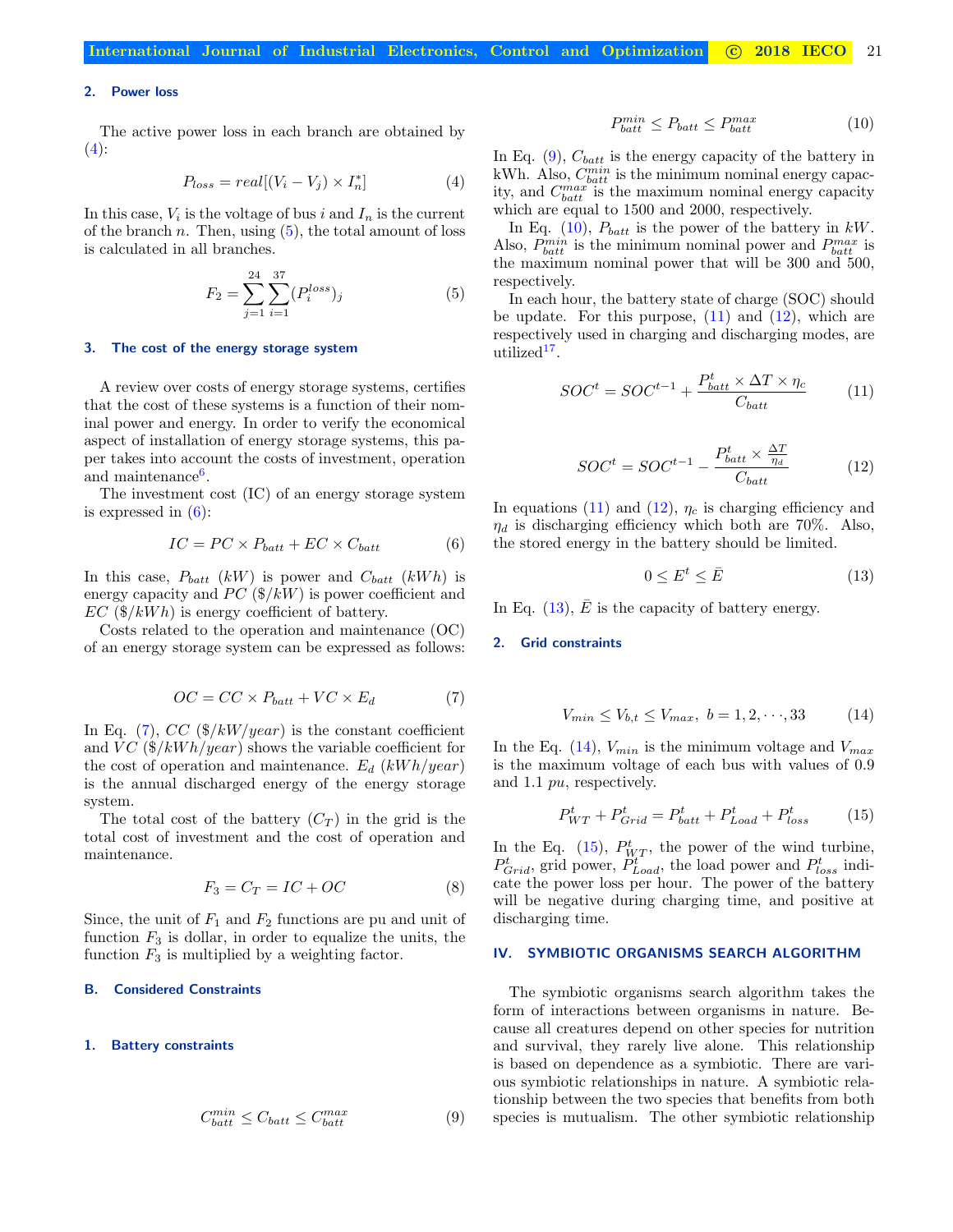### 2. Power loss

The active power loss in each branch are obtained by (4):

$$P_{loss} = real[(V_i - V_j) \times I_n^*] \tag{4}$$

In this case, $V_i$ is the voltage of bus $i$ and $I_n$ is the current of the branch $n$. Then, using (5), the total amount of loss is calculated in all branches.

$$F_2 = \sum_{j=1}^{24} \sum_{i=1}^{37} (P_i^{loss})_j \tag{5}$$

### 3. The cost of the energy storage system

A review over costs of energy storage systems, certifies that the cost of these systems is a function of their nominal power and energy. In order to verify the economical aspect of installation of energy storage systems, this paper takes into account the costs of investment, operation and maintenance[6].

The investment cost (IC) of an energy storage system is expressed in (6):

$$IC = PC \times P_{batt} + EC \times C_{batt} \tag{6}$$

In this case, $P_{batt}$ $(kW)$ is power and $C_{batt}$ $(kWh)$ is energy capacity and $PC$ $(\$/kW)$ is power coefficient and $EC$ $(\$/kWh)$ is energy coefficient of battery.

Costs related to the operation and maintenance (OC) of an energy storage system can be expressed as follows:

$$OC = CC \times P_{batt} + VC \times E_d \tag{7}$$

In Eq. (7), $CC$ $(\$/kW/year)$ is the constant coefficient and $VC$ $(\$/kWh/year)$ shows the variable coefficient for the cost of operation and maintenance. $E_d$ $(kWh/year)$ is the annual discharged energy of the energy storage system.

The total cost of the battery $(C_T)$ in the grid is the total cost of investment and the cost of operation and maintenance.

$$F_3 = C_T = IC + OC \tag{8}$$

Since, the unit of $F_1$ and $F_2$ functions are pu and unit of function $F_3$ is dollar, in order to equalize the units, the function $F_3$ is multiplied by a weighting factor.

## B. Considered Constraints

### 1. Battery constraints

$$C_{batt}^{min} \leq C_{batt} \leq C_{batt}^{max} \tag{9}$$

$$P_{batt}^{min} \leq P_{batt} \leq P_{batt}^{max} \tag{10}$$

In Eq. (9), $C_{batt}$ is the energy capacity of the battery in kWh. Also, $C_{batt}^{min}$ is the minimum nominal energy capacity, and $C_{batt}^{max}$ is the maximum nominal energy capacity which are equal to 1500 and 2000, respectively.

In Eq. (10), $P_{batt}$ is the power of the battery in $kW$. Also, $P_{batt}^{min}$ is the minimum nominal power and $P_{batt}^{max}$ is the maximum nominal power that will be 300 and 500, respectively.

In each hour, the battery state of charge (SOC) should be update. For this purpose, (11) and (12), which are respectively used in charging and discharging modes, are utilized[17].

$$SOC^t = SOC^{t-1} + \frac{P_{batt}^t \times \Delta T \times \eta_c}{C_{batt}} \tag{11}$$

$$SOC^t = SOC^{t-1} - \frac{P_{batt}^t \times \frac{\Delta T}{\eta_d}}{C_{batt}} \tag{12}$$

In equations (11) and (12), $\eta_c$ is charging efficiency and $\eta_d$ is discharging efficiency which both are 70%. Also, the stored energy in the battery should be limited.

$$0 \leq E^t \leq \bar{E} \tag{13}$$

In Eq. (13), $\bar{E}$ is the capacity of battery energy.

### 2. Grid constraints

$$V_{min} \leq V_{b,t} \leq V_{max}, \; b = 1, 2, \cdots, 33 \tag{14}$$

In the Eq. (14), $V_{min}$ is the minimum voltage and $V_{max}$ is the maximum voltage of each bus with values of 0.9 and 1.1 $pu$, respectively.

$$P_{WT}^t + P_{Grid}^t = P_{batt}^t + P_{Load}^t + P_{loss}^t \tag{15}$$

In the Eq. (15), $P_{WT}^t$, the power of the wind turbine, $P_{Grid}^t$, grid power, $P_{Load}^t$, the load power and $P_{loss}^t$ indicate the power loss per hour. The power of the battery will be negative during charging time, and positive at discharging time.

# IV. SYMBIOTIC ORGANISMS SEARCH ALGORITHM

The symbiotic organisms search algorithm takes the form of interactions between organisms in nature. Because all creatures depend on other species for nutrition and survival, they rarely live alone. This relationship is based on dependence as a symbiotic. There are various symbiotic relationships in nature. A symbiotic relationship between the two species that benefits from both species is mutualism. The other symbiotic relationship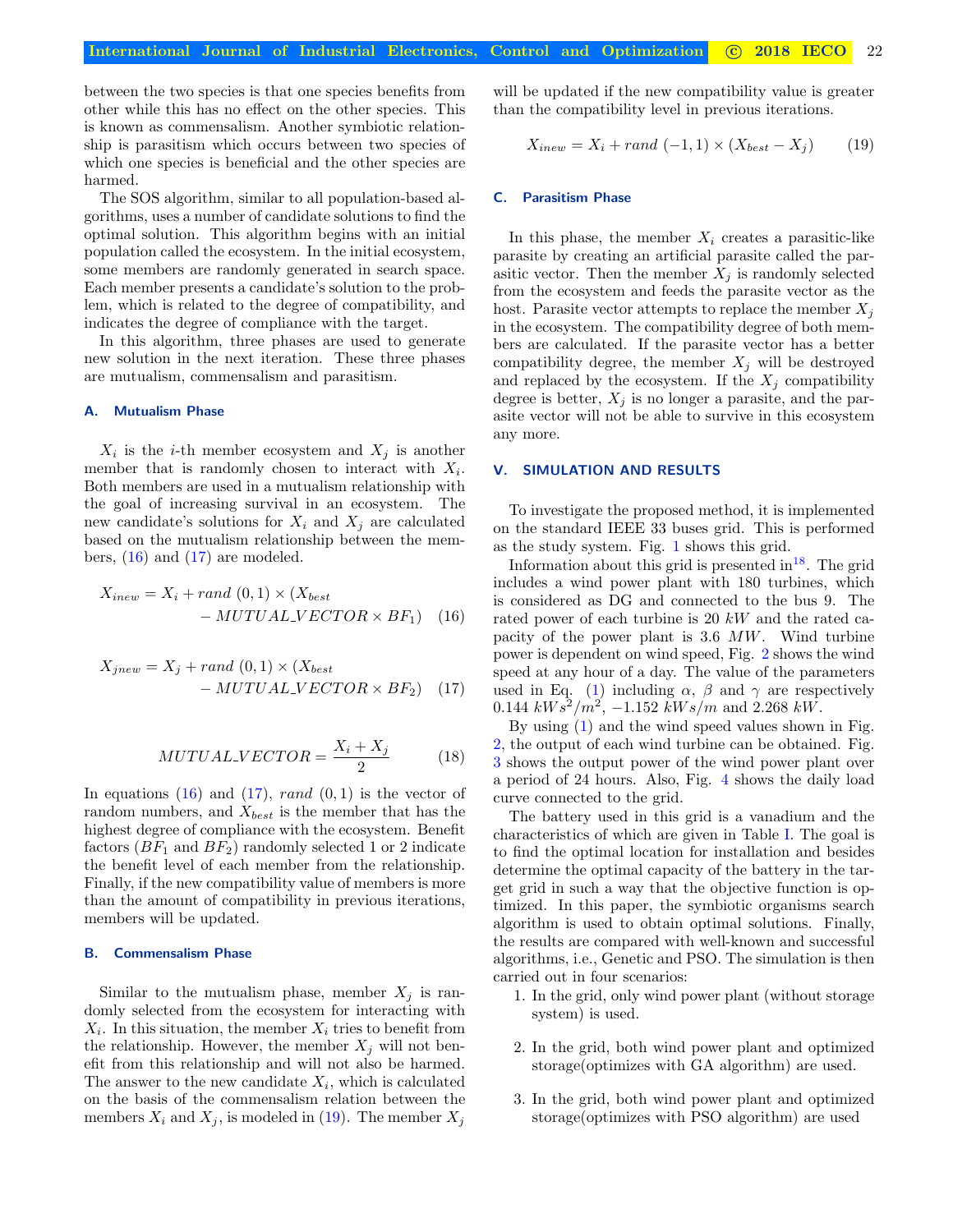between the two species is that one species benefits from other while this has no effect on the other species. This is known as commensalism. Another symbiotic relationship is parasitism which occurs between two species of which one species is beneficial and the other species are harmed.

The SOS algorithm, similar to all population-based algorithms, uses a number of candidate solutions to find the optimal solution. This algorithm begins with an initial population called the ecosystem. In the initial ecosystem, some members are randomly generated in search space. Each member presents a candidate's solution to the problem, which is related to the degree of compatibility, and indicates the degree of compliance with the target.

In this algorithm, three phases are used to generate new solution in the next iteration. These three phases are mutualism, commensalism and parasitism.

### A. Mutualism Phase

$X_i$ is the $i$-th member ecosystem and $X_j$ is another member that is randomly chosen to interact with $X_i$. Both members are used in a mutualism relationship with the goal of increasing survival in an ecosystem. The new candidate's solutions for $X_i$ and $X_j$ are calculated based on the mutualism relationship between the members, (16) and (17) are modeled.

$$X_{inew} = X_i + rand\ (0,1) \times (X_{best} - MUTUAL\_VECTOR \times BF_1) \quad (16)$$

$$X_{jnew} = X_j + rand\ (0,1) \times (X_{best} - MUTUAL\_VECTOR \times BF_2) \quad (17)$$

$$MUTUAL\_VECTOR = \frac{X_i + X_j}{2} \quad (18)$$

In equations (16) and (17), $rand\ (0,1)$ is the vector of random numbers, and $X_{best}$ is the member that has the highest degree of compliance with the ecosystem. Benefit factors ($BF_1$ and $BF_2$) randomly selected 1 or 2 indicate the benefit level of each member from the relationship. Finally, if the new compatibility value of members is more than the amount of compatibility in previous iterations, members will be updated.

### B. Commensalism Phase

Similar to the mutualism phase, member $X_j$ is randomly selected from the ecosystem for interacting with $X_i$. In this situation, the member $X_i$ tries to benefit from the relationship. However, the member $X_j$ will not benefit from this relationship and will not also be harmed. The answer to the new candidate $X_i$, which is calculated on the basis of the commensalism relation between the members $X_i$ and $X_j$, is modeled in (19). The member $X_j$ will be updated if the new compatibility value is greater than the compatibility level in previous iterations.

$$X_{inew} = X_i + rand\ (-1,1) \times (X_{best} - X_j) \quad (19)$$

### C. Parasitism Phase

In this phase, the member $X_i$ creates a parasitic-like parasite by creating an artificial parasite called the parasitic vector. Then the member $X_j$ is randomly selected from the ecosystem and feeds the parasite vector as the host. Parasite vector attempts to replace the member $X_j$ in the ecosystem. The compatibility degree of both members are calculated. If the parasite vector has a better compatibility degree, the member $X_j$ will be destroyed and replaced by the ecosystem. If the $X_j$ compatibility degree is better, $X_j$ is no longer a parasite, and the parasite vector will not be able to survive in this ecosystem any more.

## V. SIMULATION AND RESULTS

To investigate the proposed method, it is implemented on the standard IEEE 33 buses grid. This is performed as the study system. Fig. 1 shows this grid.

Information about this grid is presented in[18]. The grid includes a wind power plant with 180 turbines, which is considered as DG and connected to the bus 9. The rated power of each turbine is 20 $kW$ and the rated capacity of the power plant is 3.6 $MW$. Wind turbine power is dependent on wind speed, Fig. 2 shows the wind speed at any hour of a day. The value of the parameters used in Eq. (1) including $\alpha$, $\beta$ and $\gamma$ are respectively $0.144\ kWs^2/m^2$, $-1.152\ kWs/m$ and $2.268\ kW$.

By using (1) and the wind speed values shown in Fig. 2, the output of each wind turbine can be obtained. Fig. 3 shows the output power of the wind power plant over a period of 24 hours. Also, Fig. 4 shows the daily load curve connected to the grid.

The battery used in this grid is a vanadium and the characteristics of which are given in Table I. The goal is to find the optimal location for installation and besides determine the optimal capacity of the battery in the target grid in such a way that the objective function is optimized. In this paper, the symbiotic organisms search algorithm is used to obtain optimal solutions. Finally, the results are compared with well-known and successful algorithms, i.e., Genetic and PSO. The simulation is then carried out in four scenarios:

1. In the grid, only wind power plant (without storage system) is used.
2. In the grid, both wind power plant and optimized storage(optimizes with GA algorithm) are used.
3. In the grid, both wind power plant and optimized storage(optimizes with PSO algorithm) are used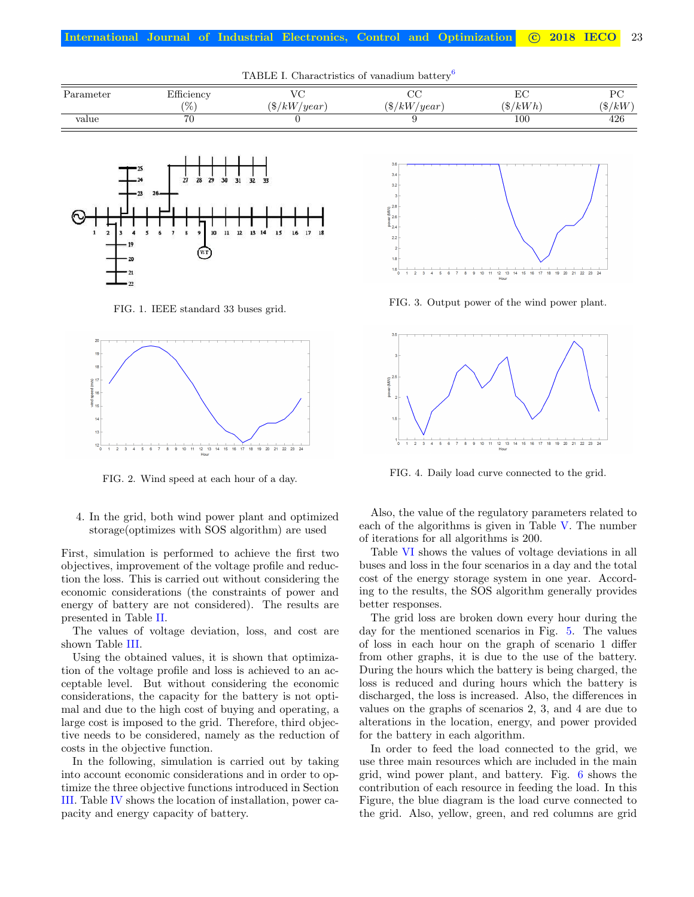TABLE I. Charactristics of vanadium battery[6]

| Parameter | Efficiency (%) | VC ($/kW/year) | CC ($/kW/year) | EC ($/kWh) | PC ($/kW) |
|---|---|---|---|---|---|
| value | 70 | 0 | 9 | 100 | 426 |

FIG. 1. IEEE standard 33 buses grid.

FIG. 2. Wind speed at each hour of a day.

FIG. 3. Output power of the wind power plant.

FIG. 4. Daily load curve connected to the grid.

4. In the grid, both wind power plant and optimized storage(optimizes with SOS algorithm) are used

First, simulation is performed to achieve the first two objectives, improvement of the voltage profile and reduction the loss. This is carried out without considering the economic considerations (the constraints of power and energy of battery are not considered). The results are presented in Table II.

The values of voltage deviation, loss, and cost are shown Table III.

Using the obtained values, it is shown that optimization of the voltage profile and loss is achieved to an acceptable level. But without considering the economic considerations, the capacity for the battery is not optimal and due to the high cost of buying and operating, a large cost is imposed to the grid. Therefore, third objective needs to be considered, namely as the reduction of costs in the objective function.

In the following, simulation is carried out by taking into account economic considerations and in order to optimize the three objective functions introduced in Section III. Table IV shows the location of installation, power capacity and energy capacity of battery.

Also, the value of the regulatory parameters related to each of the algorithms is given in Table V. The number of iterations for all algorithms is 200.

Table VI shows the values of voltage deviations in all buses and loss in the four scenarios in a day and the total cost of the energy storage system in one year. According to the results, the SOS algorithm generally provides better responses.

The grid loss are broken down every hour during the day for the mentioned scenarios in Fig. 5. The values of loss in each hour on the graph of scenario 1 differ from other graphs, it is due to the use of the battery. During the hours which the battery is being charged, the loss is reduced and during hours which the battery is discharged, the loss is increased. Also, the differences in values on the graphs of scenarios 2, 3, and 4 are due to alterations in the location, energy, and power provided for the battery in each algorithm.

In order to feed the load connected to the grid, we use three main resources which are included in the main grid, wind power plant, and battery. Fig. 6 shows the contribution of each resource in feeding the load. In this Figure, the blue diagram is the load curve connected to the grid. Also, yellow, green, and red columns are grid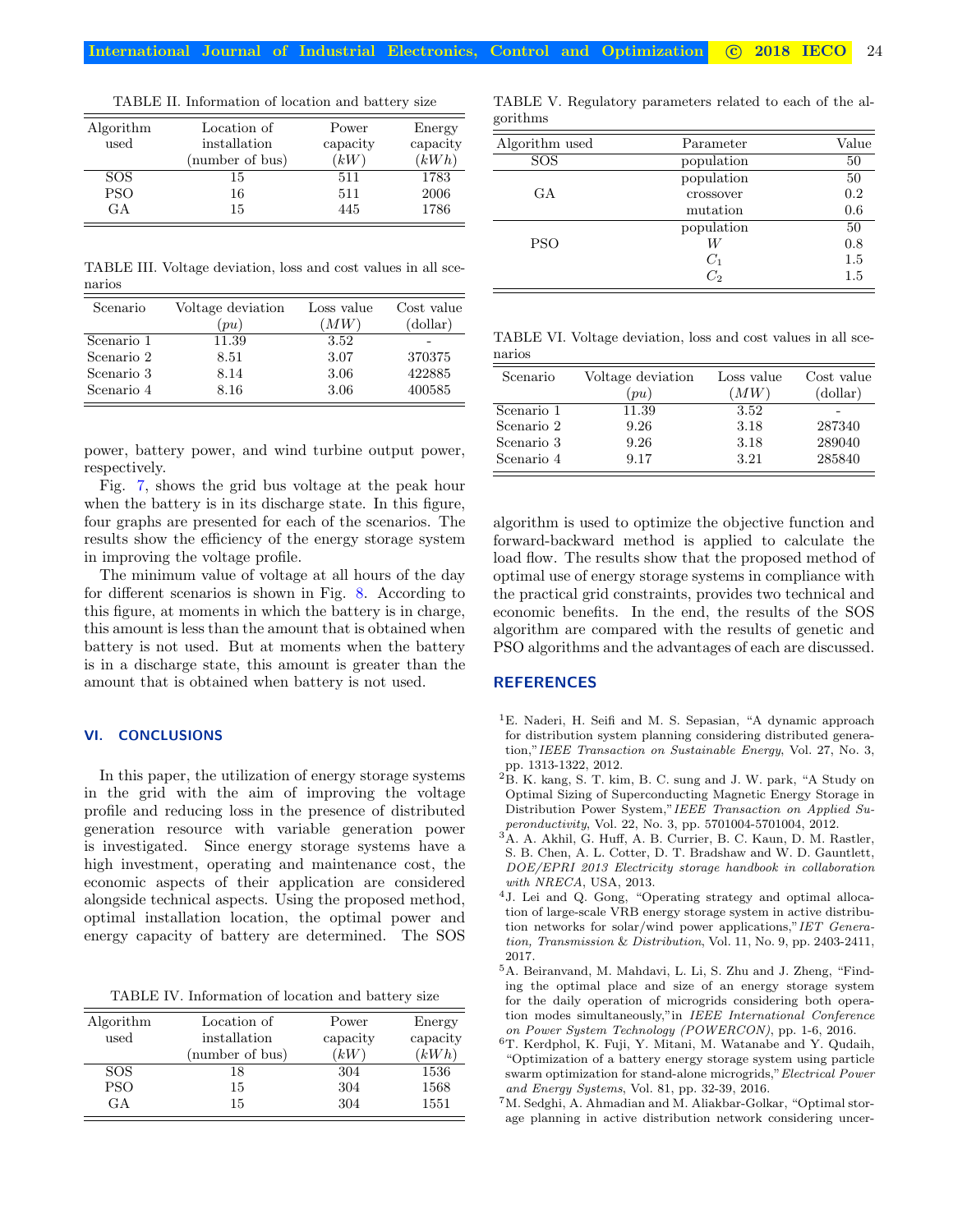TABLE II. Information of location and battery size

| Algorithm used | Location of installation (number of bus) | Power capacity $(kW)$ | Energy capacity $(kWh)$ |
|---|---|---|---|
| SOS | 15 | 511 | 1783 |
| PSO | 16 | 511 | 2006 |
| GA | 15 | 445 | 1786 |

TABLE III. Voltage deviation, loss and cost values in all scenarios

| Scenario | Voltage deviation $(pu)$ | Loss value $(MW)$ | Cost value (dollar) |
|---|---|---|---|
| Scenario 1 | 11.39 | 3.52 | - |
| Scenario 2 | 8.51 | 3.07 | 370375 |
| Scenario 3 | 8.14 | 3.06 | 422885 |
| Scenario 4 | 8.16 | 3.06 | 400585 |

power, battery power, and wind turbine output power, respectively.

Fig. 7, shows the grid bus voltage at the peak hour when the battery is in its discharge state. In this figure, four graphs are presented for each of the scenarios. The results show the efficiency of the energy storage system in improving the voltage profile.

The minimum value of voltage at all hours of the day for different scenarios is shown in Fig. 8. According to this figure, at moments in which the battery is in charge, this amount is less than the amount that is obtained when battery is not used. But at moments when the battery is in a discharge state, this amount is greater than the amount that is obtained when battery is not used.

## VI. CONCLUSIONS

In this paper, the utilization of energy storage systems in the grid with the aim of improving the voltage profile and reducing loss in the presence of distributed generation resource with variable generation power is investigated. Since energy storage systems have a high investment, operating and maintenance cost, the economic aspects of their application are considered alongside technical aspects. Using the proposed method, optimal installation location, the optimal power and energy capacity of battery are determined. The SOS algorithm is used to optimize the objective function and forward-backward method is applied to calculate the load flow. The results show that the proposed method of optimal use of energy storage systems in compliance with the practical grid constraints, provides two technical and economic benefits. In the end, the results of the SOS algorithm are compared with the results of genetic and PSO algorithms and the advantages of each are discussed.

TABLE IV. Information of location and battery size

| Algorithm used | Location of installation (number of bus) | Power capacity $(kW)$ | Energy capacity $(kWh)$ |
|---|---|---|---|
| SOS | 18 | 304 | 1536 |
| PSO | 15 | 304 | 1568 |
| GA | 15 | 304 | 1551 |

TABLE V. Regulatory parameters related to each of the algorithms

| Algorithm used | Parameter | Value |
|---|---|---|
| SOS | population | 50 |
| GA | population | 50 |
| | crossover | 0.2 |
| | mutation | 0.6 |
| PSO | population | 50 |
| | $W$ | 0.8 |
| | $C_1$ | 1.5 |
| | $C_2$ | 1.5 |

TABLE VI. Voltage deviation, loss and cost values in all scenarios

| Scenario | Voltage deviation $(pu)$ | Loss value $(MW)$ | Cost value (dollar) |
|---|---|---|---|
| Scenario 1 | 11.39 | 3.52 | - |
| Scenario 2 | 9.26 | 3.18 | 287340 |
| Scenario 3 | 9.26 | 3.18 | 289040 |
| Scenario 4 | 9.17 | 3.21 | 285840 |

## REFERENCES

[1] E. Naderi, H. Seifi and M. S. Sepasian, "A dynamic approach for distribution system planning considering distributed generation," *IEEE Transaction on Sustainable Energy*, Vol. 27, No. 3, pp. 1313-1322, 2012.

[2] B. K. kang, S. T. kim, B. C. sung and J. W. park, "A Study on Optimal Sizing of Superconducting Magnetic Energy Storage in Distribution Power System," *IEEE Transaction on Applied Superconductivity*, Vol. 22, No. 3, pp. 5701004-5701004, 2012.

[3] A. A. Akhil, G. Huff, A. B. Currier, B. C. Kaun, D. M. Rastler, S. B. Chen, A. L. Cotter, D. T. Bradshaw and W. D. Gauntlett, *DOE/EPRI 2013 Electricity storage handbook in collaboration with NRECA*, USA, 2013.

[4] J. Lei and Q. Gong, "Operating strategy and optimal allocation of large-scale VRB energy storage system in active distribution networks for solar/wind power applications," *IET Generation, Transmission & Distribution*, Vol. 11, No. 9, pp. 2403-2411, 2017.

[5] A. Beiranvand, M. Mahdavi, L. Li, S. Zhu and J. Zheng, "Finding the optimal place and size of an energy storage system for the daily operation of microgrids considering both operation modes simultaneously,"in *IEEE International Conference on Power System Technology (POWERCON)*, pp. 1-6, 2016.

[6] T. Kerdphol, K. Fuji, Y. Mitani, M. Watanabe and Y. Qudaih, "Optimization of a battery energy storage system using particle swarm optimization for stand-alone microgrids,"*Electrical Power and Energy Systems*, Vol. 81, pp. 32-39, 2016.

[7] M. Sedghi, A. Ahmadian and M. Aliakbar-Golkar, "Optimal storage planning in active distribution network considering uncer-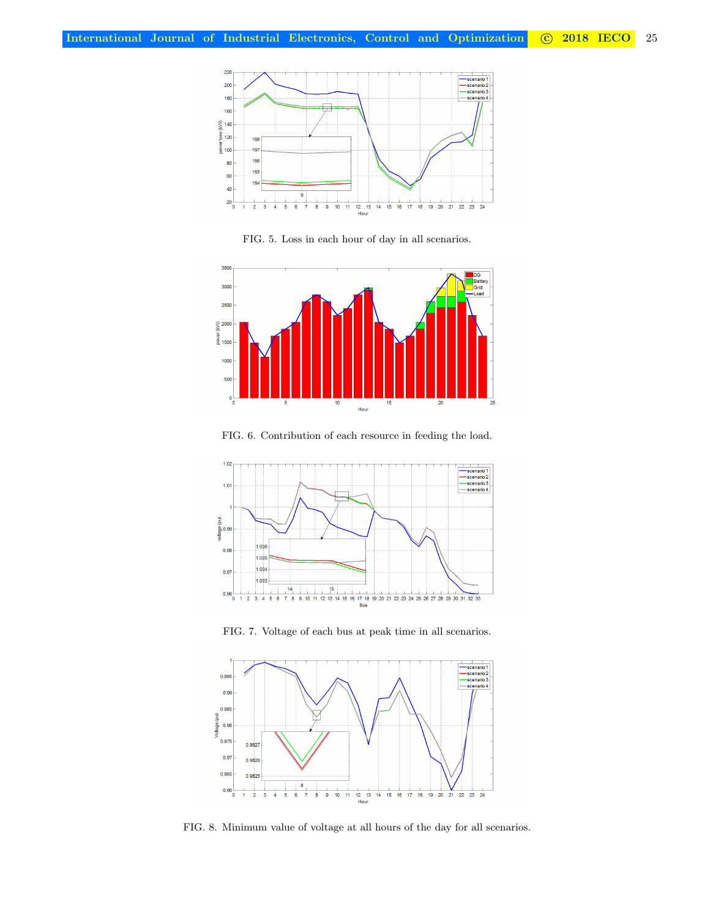FIG. 5. Loss in each hour of day in all scenarios.

FIG. 6. Contribution of each resource in feeding the load.

FIG. 7. Voltage of each bus at peak time in all scenarios.

FIG. 8. Minimum value of voltage at all hours of the day for all scenarios.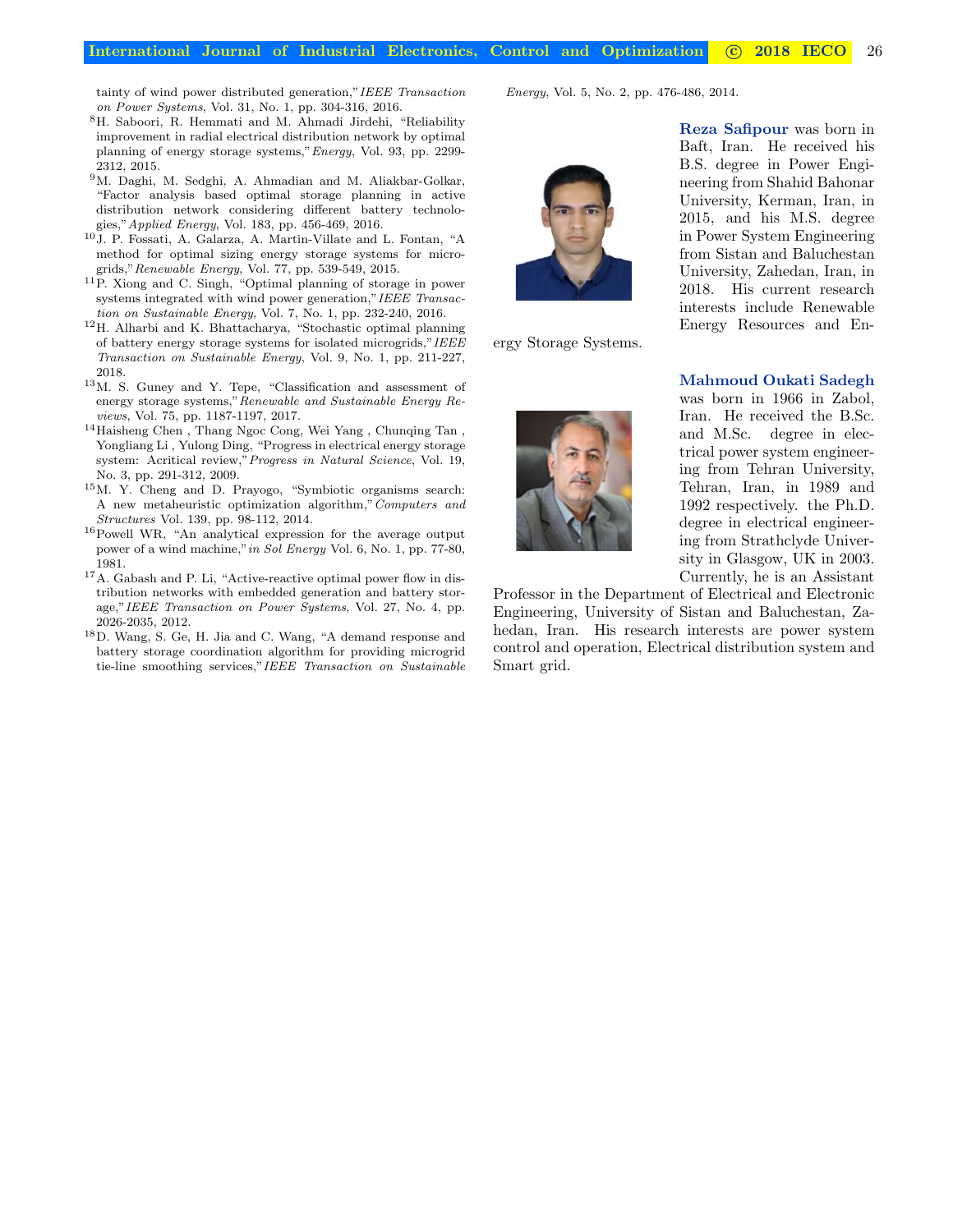tainty of wind power distributed generation," *IEEE Transaction on Power Systems*, Vol. 31, No. 1, pp. 304-316, 2016.

[8] H. Saboori, R. Hemmati and M. Ahmadi Jirdehi, "Reliability improvement in radial electrical distribution network by optimal planning of energy storage systems," *Energy*, Vol. 93, pp. 2299-2312, 2015.

[9] M. Daghi, M. Sedghi, A. Ahmadian and M. Aliakbar-Golkar, "Factor analysis based optimal storage planning in active distribution network considering different battery technologies," *Applied Energy*, Vol. 183, pp. 456-469, 2016.

[10] J. P. Fossati, A. Galarza, A. Martin-Villate and L. Fontan, "A method for optimal sizing energy storage systems for microgrids," *Renewable Energy*, Vol. 77, pp. 539-549, 2015.

[11] P. Xiong and C. Singh, "Optimal planning of storage in power systems integrated with wind power generation," *IEEE Transaction on Sustainable Energy*, Vol. 7, No. 1, pp. 232-240, 2016.

[12] H. Alharbi and K. Bhattacharya, "Stochastic optimal planning of battery energy storage systems for isolated microgrids," *IEEE Transaction on Sustainable Energy*, Vol. 9, No. 1, pp. 211-227, 2018.

[13] M. S. Guney and Y. Tepe, "Classification and assessment of energy storage systems," *Renewable and Sustainable Energy Reviews*, Vol. 75, pp. 1187-1197, 2017.

[14] Haisheng Chen , Thang Ngoc Cong, Wei Yang , Chunqing Tan , Yongliang Li , Yulong Ding, "Progress in electrical energy storage system: Acritical review," *Progress in Natural Science*, Vol. 19, No. 3, pp. 291-312, 2009.

[15] M. Y. Cheng and D. Prayogo, "Symbiotic organisms search: A new metaheuristic optimization algorithm," *Computers and Structures* Vol. 139, pp. 98-112, 2014.

[16] Powell WR, "An analytical expression for the average output power of a wind machine," *in Sol Energy* Vol. 6, No. 1, pp. 77-80, 1981.

[17] A. Gabash and P. Li, "Active-reactive optimal power flow in distribution networks with embedded generation and battery storage," *IEEE Transaction on Power Systems*, Vol. 27, No. 4, pp. 2026-2035, 2012.

[18] D. Wang, S. Ge, H. Jia and C. Wang, "A demand response and battery storage coordination algorithm for providing microgrid tie-line smoothing services," *IEEE Transaction on Sustainable Energy*, Vol. 5, No. 2, pp. 476-486, 2014.

**Reza Safipour** was born in Baft, Iran. He received his B.S. degree in Power Engineering from Shahid Bahonar University, Kerman, Iran, in 2015, and his M.S. degree in Power System Engineering from Sistan and Baluchestan University, Zahedan, Iran, in 2018. His current research interests include Renewable Energy Resources and Energy Storage Systems.

**Mahmoud Oukati Sadegh** was born in 1966 in Zabol, Iran. He received the B.Sc. and M.Sc. degree in electrical power system engineering from Tehran University, Tehran, Iran, in 1989 and 1992 respectively. the Ph.D. degree in electrical engineering from Strathclyde University in Glasgow, UK in 2003. Currently, he is an Assistant Professor in the Department of Electrical and Electronic Engineering, University of Sistan and Baluchestan, Zahedan, Iran. His research interests are power system control and operation, Electrical distribution system and Smart grid.